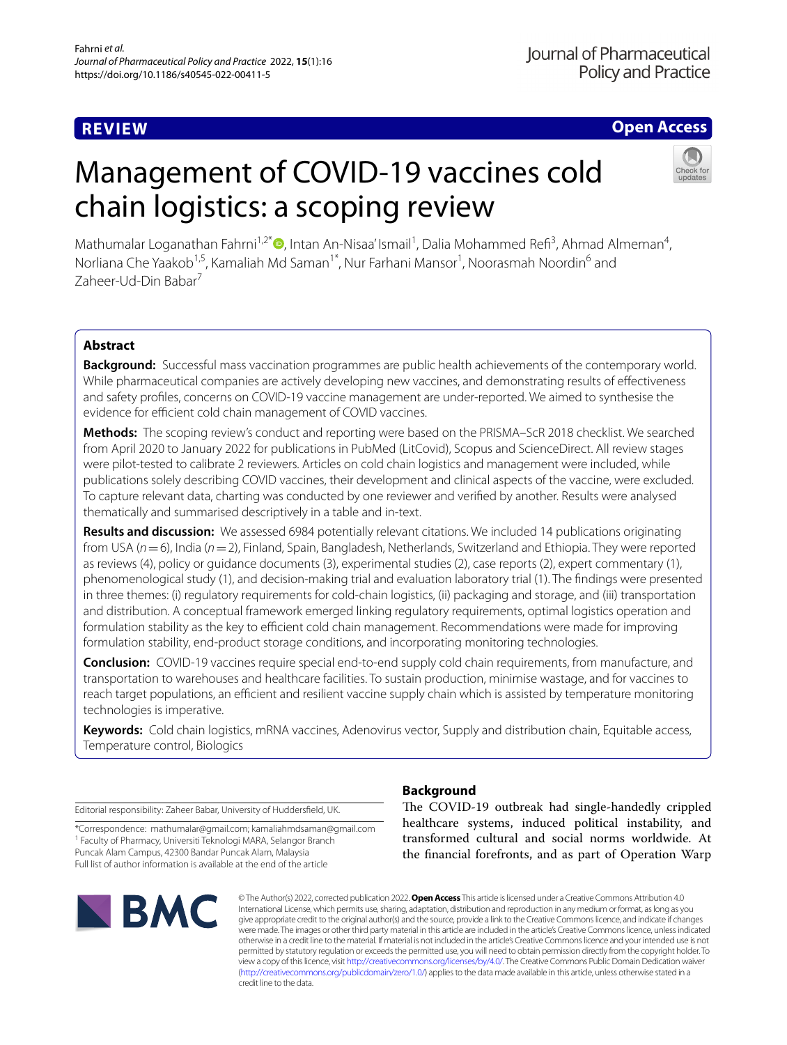REVIEW

Open Access

# Management of COVID-19 vaccines cold chain logistics: a scoping review

Mathumalar Loganathan Fahrni[1,2*], Intan An-Nisaa' Ismail[1], Dalia Mohammed Refi[3], Ahmad Almeman[4], Norliana Che Yaakob[1,5], Kamaliah Md Saman[1*], Nur Farhani Mansor[1], Noorasmah Noordin[6] and Zaheer-Ud-Din Babar[7]

## Abstract

**Background:** Successful mass vaccination programmes are public health achievements of the contemporary world. While pharmaceutical companies are actively developing new vaccines, and demonstrating results of effectiveness and safety profiles, concerns on COVID-19 vaccine management are under-reported. We aimed to synthesise the evidence for efficient cold chain management of COVID vaccines.

**Methods:** The scoping review's conduct and reporting were based on the PRISMA–ScR 2018 checklist. We searched from April 2020 to January 2022 for publications in PubMed (LitCovid), Scopus and ScienceDirect. All review stages were pilot-tested to calibrate 2 reviewers. Articles on cold chain logistics and management were included, while publications solely describing COVID vaccines, their development and clinical aspects of the vaccine, were excluded. To capture relevant data, charting was conducted by one reviewer and verified by another. Results were analysed thematically and summarised descriptively in a table and in-text.

**Results and discussion:** We assessed 6984 potentially relevant citations. We included 14 publications originating from USA ($n = 6$), India ($n = 2$), Finland, Spain, Bangladesh, Netherlands, Switzerland and Ethiopia. They were reported as reviews (4), policy or guidance documents (3), experimental studies (2), case reports (2), expert commentary (1), phenomenological study (1), and decision-making trial and evaluation laboratory trial (1). The findings were presented in three themes: (i) regulatory requirements for cold-chain logistics, (ii) packaging and storage, and (iii) transportation and distribution. A conceptual framework emerged linking regulatory requirements, optimal logistics operation and formulation stability as the key to efficient cold chain management. Recommendations were made for improving formulation stability, end-product storage conditions, and incorporating monitoring technologies.

**Conclusion:** COVID-19 vaccines require special end-to-end supply cold chain requirements, from manufacture, and transportation to warehouses and healthcare facilities. To sustain production, minimise wastage, and for vaccines to reach target populations, an efficient and resilient vaccine supply chain which is assisted by temperature monitoring technologies is imperative.

**Keywords:** Cold chain logistics, mRNA vaccines, Adenovirus vector, Supply and distribution chain, Equitable access, Temperature control, Biologics

Editorial responsibility: Zaheer Babar, University of Huddersfield, UK.

*Correspondence: mathumalar@gmail.com; kamaliahmdsaman@gmail.com
[1] Faculty of Pharmacy, Universiti Teknologi MARA, Selangor Branch Puncak Alam Campus, 42300 Bandar Puncak Alam, Malaysia
Full list of author information is available at the end of the article

## Background

The COVID-19 outbreak had single-handedly crippled healthcare systems, induced political instability, and transformed cultural and social norms worldwide. At the financial forefronts, and as part of Operation Warp

© The Author(s) 2022, corrected publication 2022. **Open Access** This article is licensed under a Creative Commons Attribution 4.0 International License, which permits use, sharing, adaptation, distribution and reproduction in any medium or format, as long as you give appropriate credit to the original author(s) and the source, provide a link to the Creative Commons licence, and indicate if changes were made. The images or other third party material in this article are included in the article's Creative Commons licence, unless indicated otherwise in a credit line to the material. If material is not included in the article's Creative Commons licence and your intended use is not permitted by statutory regulation or exceeds the permitted use, you will need to obtain permission directly from the copyright holder. To view a copy of this licence, visit http://creativecommons.org/licenses/by/4.0/. The Creative Commons Public Domain Dedication waiver (http://creativecommons.org/publicdomain/zero/1.0/) applies to the data made available in this article, unless otherwise stated in a credit line to the data.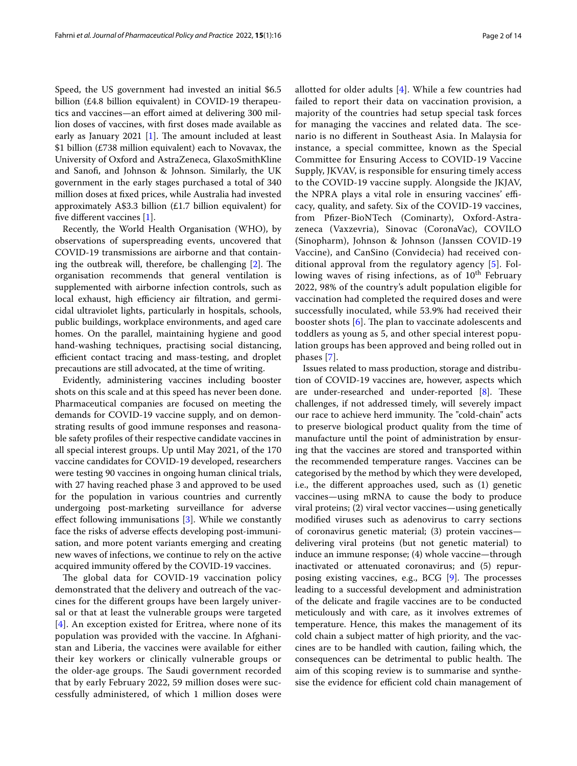Speed, the US government had invested an initial $6.5 billion (£4.8 billion equivalent) in COVID-19 therapeutics and vaccines—an effort aimed at delivering 300 million doses of vaccines, with first doses made available as early as January 2021 [1]. The amount included at least $1 billion (£738 million equivalent) each to Novavax, the University of Oxford and AstraZeneca, GlaxoSmithKline and Sanofi, and Johnson & Johnson. Similarly, the UK government in the early stages purchased a total of 340 million doses at fixed prices, while Australia had invested approximately A$3.3 billion (£1.7 billion equivalent) for five different vaccines [1].

Recently, the World Health Organisation (WHO), by observations of superspreading events, uncovered that COVID-19 transmissions are airborne and that containing the outbreak will, therefore, be challenging [2]. The organisation recommends that general ventilation is supplemented with airborne infection controls, such as local exhaust, high efficiency air filtration, and germicidal ultraviolet lights, particularly in hospitals, schools, public buildings, workplace environments, and aged care homes. On the parallel, maintaining hygiene and good hand-washing techniques, practising social distancing, efficient contact tracing and mass-testing, and droplet precautions are still advocated, at the time of writing.

Evidently, administering vaccines including booster shots on this scale and at this speed has never been done. Pharmaceutical companies are focused on meeting the demands for COVID-19 vaccine supply, and on demonstrating results of good immune responses and reasonable safety profiles of their respective candidate vaccines in all special interest groups. Up until May 2021, of the 170 vaccine candidates for COVID-19 developed, researchers were testing 90 vaccines in ongoing human clinical trials, with 27 having reached phase 3 and approved to be used for the population in various countries and currently undergoing post-marketing surveillance for adverse effect following immunisations [3]. While we constantly face the risks of adverse effects developing post-immunisation, and more potent variants emerging and creating new waves of infections, we continue to rely on the active acquired immunity offered by the COVID-19 vaccines.

The global data for COVID-19 vaccination policy demonstrated that the delivery and outreach of the vaccines for the different groups have been largely universal or that at least the vulnerable groups were targeted [4]. An exception existed for Eritrea, where none of its population was provided with the vaccine. In Afghanistan and Liberia, the vaccines were available for either their key workers or clinically vulnerable groups or the older-age groups. The Saudi government recorded that by early February 2022, 59 million doses were successfully administered, of which 1 million doses were allotted for older adults [4]. While a few countries had failed to report their data on vaccination provision, a majority of the countries had setup special task forces for managing the vaccines and related data. The scenario is no different in Southeast Asia. In Malaysia for instance, a special committee, known as the Special Committee for Ensuring Access to COVID-19 Vaccine Supply, JKVAV, is responsible for ensuring timely access to the COVID-19 vaccine supply. Alongside the JKJAV, the NPRA plays a vital role in ensuring vaccines' efficacy, quality, and safety. Six of the COVID-19 vaccines, from Pfizer-BioNTech (Cominarty), Oxford-Astrazeneca (Vaxzevria), Sinovac (CoronaVac), COVILO (Sinopharm), Johnson & Johnson (Janssen COVID-19 Vaccine), and CanSino (Convidecia) had received conditional approval from the regulatory agency [5]. Following waves of rising infections, as of 10th February 2022, 98% of the country's adult population eligible for vaccination had completed the required doses and were successfully inoculated, while 53.9% had received their booster shots [6]. The plan to vaccinate adolescents and toddlers as young as 5, and other special interest population groups has been approved and being rolled out in phases [7].

Issues related to mass production, storage and distribution of COVID-19 vaccines are, however, aspects which are under-researched and under-reported [8]. These challenges, if not addressed timely, will severely impact our race to achieve herd immunity. The "cold-chain" acts to preserve biological product quality from the time of manufacture until the point of administration by ensuring that the vaccines are stored and transported within the recommended temperature ranges. Vaccines can be categorised by the method by which they were developed, i.e., the different approaches used, such as (1) genetic vaccines—using mRNA to cause the body to produce viral proteins; (2) viral vector vaccines—using genetically modified viruses such as adenovirus to carry sections of coronavirus genetic material; (3) protein vaccines—delivering viral proteins (but not genetic material) to induce an immune response; (4) whole vaccine—through inactivated or attenuated coronavirus; and (5) repurposing existing vaccines, e.g., BCG [9]. The processes leading to a successful development and administration of the delicate and fragile vaccines are to be conducted meticulously and with care, as it involves extremes of temperature. Hence, this makes the management of its cold chain a subject matter of high priority, and the vaccines are to be handled with caution, failing which, the consequences can be detrimental to public health. The aim of this scoping review is to summarise and synthesise the evidence for efficient cold chain management of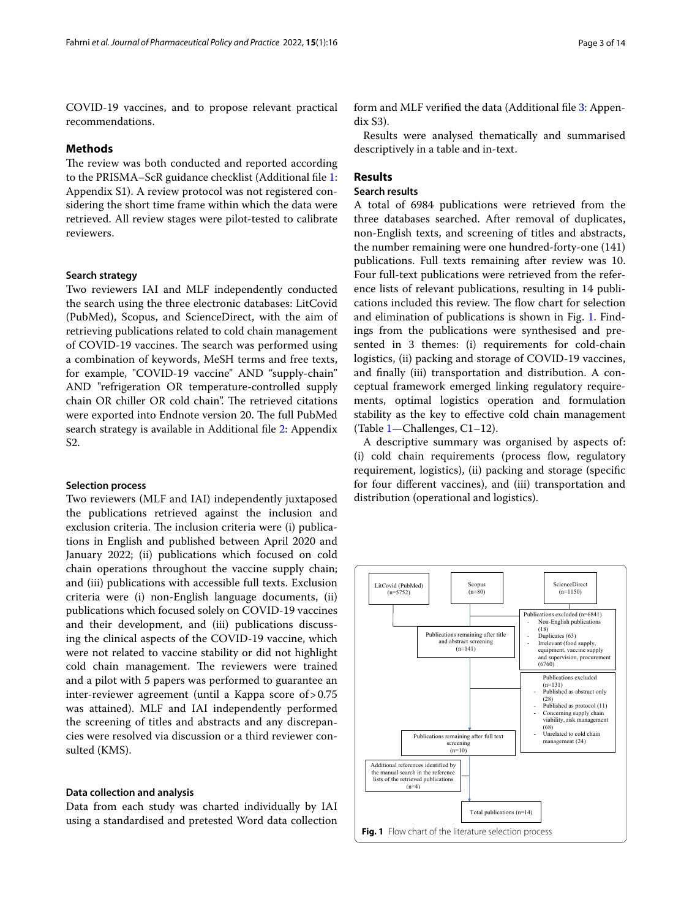COVID-19 vaccines, and to propose relevant practical recommendations.

## Methods

The review was both conducted and reported according to the PRISMA–ScR guidance checklist (Additional file 1: Appendix S1). A review protocol was not registered considering the short time frame within which the data were retrieved. All review stages were pilot-tested to calibrate reviewers.

### Search strategy

Two reviewers IAI and MLF independently conducted the search using the three electronic databases: LitCovid (PubMed), Scopus, and ScienceDirect, with the aim of retrieving publications related to cold chain management of COVID-19 vaccines. The search was performed using a combination of keywords, MeSH terms and free texts, for example, "COVID-19 vaccine" AND "supply-chain" AND "refrigeration OR temperature-controlled supply chain OR chiller OR cold chain". The retrieved citations were exported into Endnote version 20. The full PubMed search strategy is available in Additional file 2: Appendix S2.

### Selection process

Two reviewers (MLF and IAI) independently juxtaposed the publications retrieved against the inclusion and exclusion criteria. The inclusion criteria were (i) publications in English and published between April 2020 and January 2022; (ii) publications which focused on cold chain operations throughout the vaccine supply chain; and (iii) publications with accessible full texts. Exclusion criteria were (i) non-English language documents, (ii) publications which focused solely on COVID-19 vaccines and their development, and (iii) publications discussing the clinical aspects of the COVID-19 vaccine, which were not related to vaccine stability or did not highlight cold chain management. The reviewers were trained and a pilot with 5 papers was performed to guarantee an inter-reviewer agreement (until a Kappa score of > 0.75 was attained). MLF and IAI independently performed the screening of titles and abstracts and any discrepancies were resolved via discussion or a third reviewer consulted (KMS).

### Data collection and analysis

Data from each study was charted individually by IAI using a standardised and pretested Word data collection form and MLF verified the data (Additional file 3: Appendix S3).

Results were analysed thematically and summarised descriptively in a table and in-text.

## Results

### Search results

A total of 6984 publications were retrieved from the three databases searched. After removal of duplicates, non-English texts, and screening of titles and abstracts, the number remaining were one hundred-forty-one (141) publications. Full texts remaining after review was 10. Four full-text publications were retrieved from the reference lists of relevant publications, resulting in 14 publications included this review. The flow chart for selection and elimination of publications is shown in Fig. 1. Findings from the publications were synthesised and presented in 3 themes: (i) requirements for cold-chain logistics, (ii) packing and storage of COVID-19 vaccines, and finally (iii) transportation and distribution. A conceptual framework emerged linking regulatory requirements, optimal logistics operation and formulation stability as the key to effective cold chain management (Table 1—Challenges, C1–12).

A descriptive summary was organised by aspects of: (i) cold chain requirements (process flow, regulatory requirement, logistics), (ii) packing and storage (specific for four different vaccines), and (iii) transportation and distribution (operational and logistics).

- LitCovid (PubMed) (n=5752)
- Scopus (n=80)
- ScienceDirect (n=1150)
- Publications excluded (n=6841)
  - Non-English publications (18)
  - Duplicates (63)
  - Irrelevant (food supply, equipment, vaccine supply and supervision, procurement (6760)
- Publications remaining after title and abstract screening (n=141)
- Publications excluded (n=131)
  - Published as abstract only (28)
  - Published as protocol (11)
  - Concerning supply chain viability, risk management (68)
  - Unrelated to cold chain management (24)
- Publications remaining after full text screening (n=10)
- Additional references identified by the manual search in the reference lists of the retrieved publications (n=4)
- Total publications (n=14)

**Fig. 1** Flow chart of the literature selection process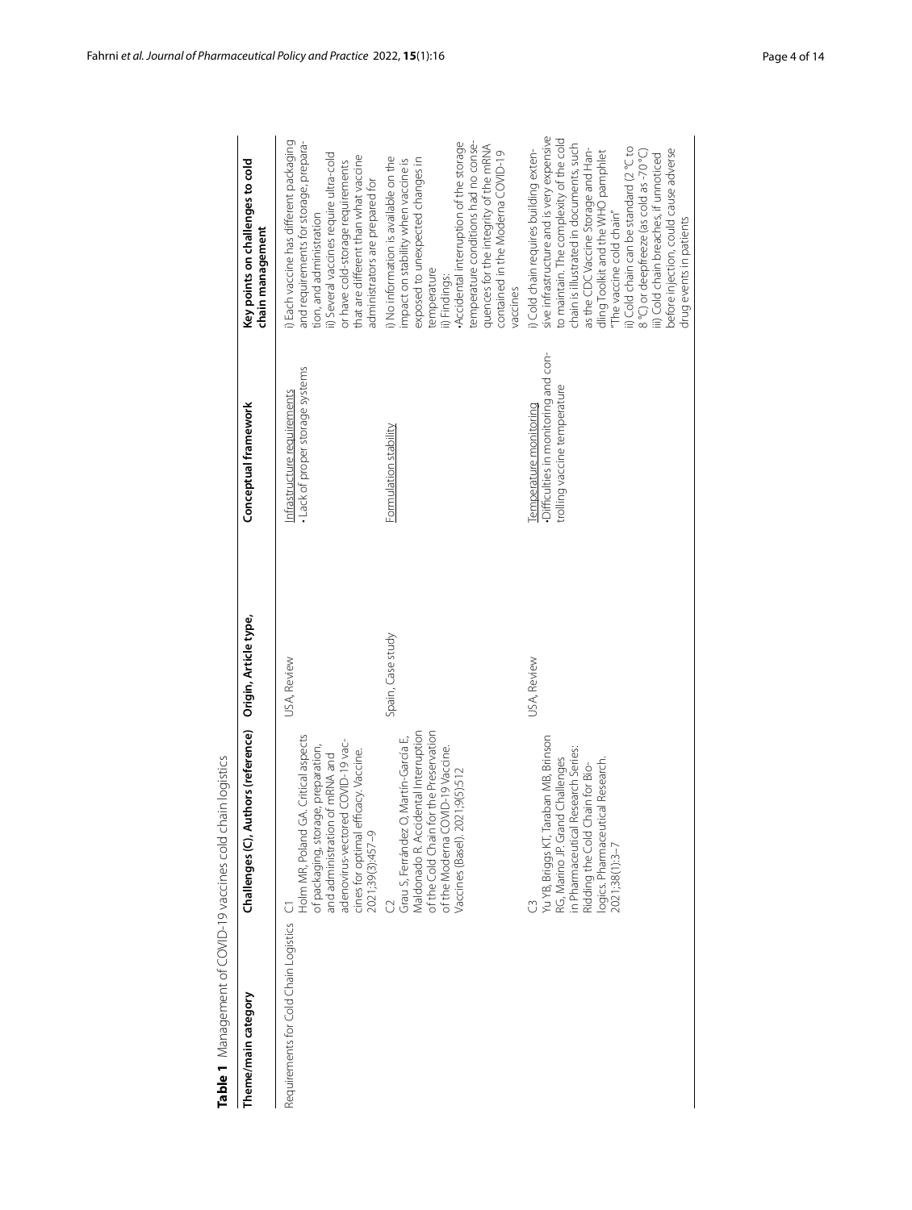**Table 1** Management of COVID-19 vaccines cold chain logistics

| Theme/main category | Challenges (C), Authors (reference) | Origin, Article type, | Conceptual framework | Key points on challenges to cold chain management |
|---|---|---|---|---|
| Requirements for Cold Chain Logistics | C1<br>Holm MR, Poland GA. Critical aspects of packaging, storage, preparation, and administration of mRNA and adenovirus-vectored COVID-19 vaccines for optimal efficacy. Vaccine. 2021;39(3):457–9 | USA, Review | Infrastructure requirements<br>• Lack of proper storage systems | i) Each vaccine has different packaging and requirements for storage, preparation, and administration<br>ii) Several vaccines require ultra-cold or have cold-storage requirements that are different than what vaccine administrators are prepared for |
| | C2<br>Grau S, Ferrández O, Martín-García E, Maldonado R. Accidental Interruption of the Cold Chain for the Preservation of the Moderna COVID-19 Vaccine. Vaccines (Basel). 2021;9(5):512 | Spain, Case study | Formulation stability | i) No information is available on the impact on stability when vaccine is exposed to unexpected changes in temperature<br>ii) Findings:<br>•Accidental interruption of the storage temperature conditions had no consequences for the integrity of the mRNA contained in the Moderna COVID-19 vaccines |
| | C3<br>Yu YB, Briggs KT, Taraban MB, Brinson RG, Marino JP. Grand Challenges in Pharmaceutical Research Series: Ridding the Cold Chain for Biologics. Pharmaceutical Research. 2021;38(1):3–7 | USA, Review | Temperature monitoring<br>•Difficulties in monitoring and controlling vaccine temperature | i) Cold chain requires building extensive infrastructure and is very expensive to maintain. The complexity of the cold chain is illustrated in documents, such as the CDC Vaccine Storage and Handling Toolkit and the WHO pamphlet "The vaccine cold chain"<br>ii) Cold chain can be standard (2 °C to 8 °C) or deepfreeze (as cold as -70 °C)<br>iii) Cold chain breaches, if unnoticed before injection, could cause adverse drug events in patients |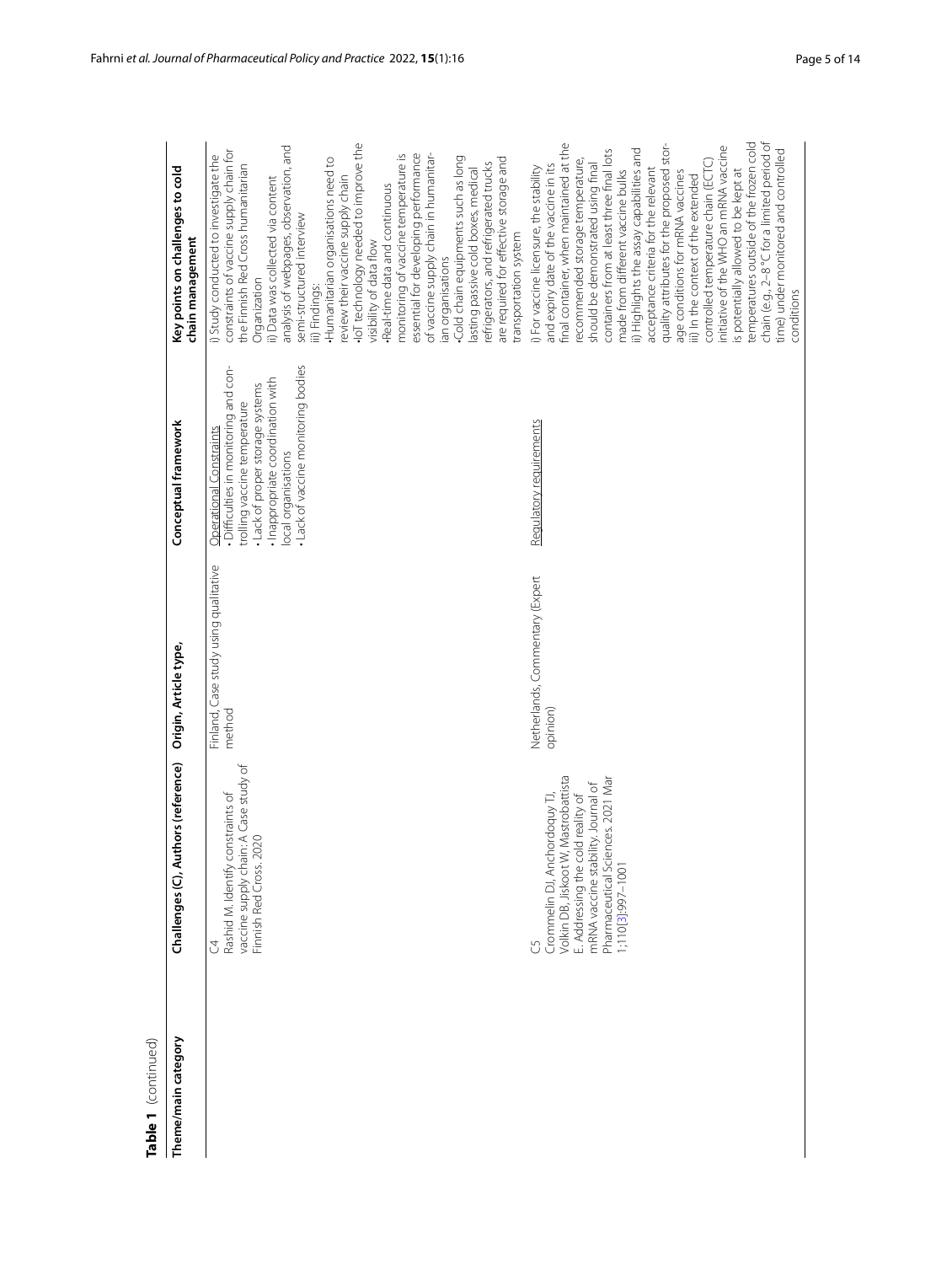**Table 1** (continued)

| Theme/main category | Challenges (C), Authors (reference) | Origin, Article type, | Conceptual framework | Key points on challenges to cold chain management |
|---|---|---|---|---|
| | C4<br>Rashid M. Identify constraints of vaccine supply chain: A Case study of Finnish Red Cross. 2020 | Finland, Case study using qualitative method | Operational Constraints<br>• Difficulties in monitoring and controlling vaccine temperature<br>• Lack of proper storage systems<br>• Inappropriate coordination with local organisations<br>• Lack of vaccine monitoring bodies | i) Study conducted to investigate the constraints of vaccine supply chain for the Finnish Red Cross humanitarian Organization<br>ii) Data was collected via content analysis of webpages, observation, and semi-structured interview<br>iii) Findings:<br>•Humanitarian organisations need to review their vaccine supply chain<br>•IoT technology needed to improve the visibility of data flow<br>•Real-time data and continuous monitoring of vaccine temperature is essential for developing performance of vaccine supply chain in humanitarian organisations<br>•Cold chain equipments such as long lasting passive cold boxes, medical refrigerators, and refrigerated trucks are required for effective storage and transportation system |
| | C5<br>Crommelin DJ, Anchordoquy TJ, Volkin DB, Jiskoot W, Mastrobattista E. Addressing the cold reality of mRNA vaccine stability. Journal of Pharmaceutical Sciences. 2021 Mar 1;110(3):997–1001 | Netherlands, Commentary (Expert opinion) | Regulatory requirements | i) For vaccine licensure, the stability and expiry date of the vaccine in its final container, when maintained at the recommended storage temperature, should be demonstrated using final containers from at least three final lots made from different vaccine bulks<br>ii) Highlights the assay capabilities and acceptance criteria for the relevant quality attributes for the proposed storage conditions for mRNA vaccines<br>iii) In the context of the extended controlled temperature chain (ECTC) initiative of the WHO an mRNA vaccine is potentially allowed to be kept at temperatures outside of the frozen cold chain (e.g., 2–8 °C for a limited period of time) under monitored and controlled conditions |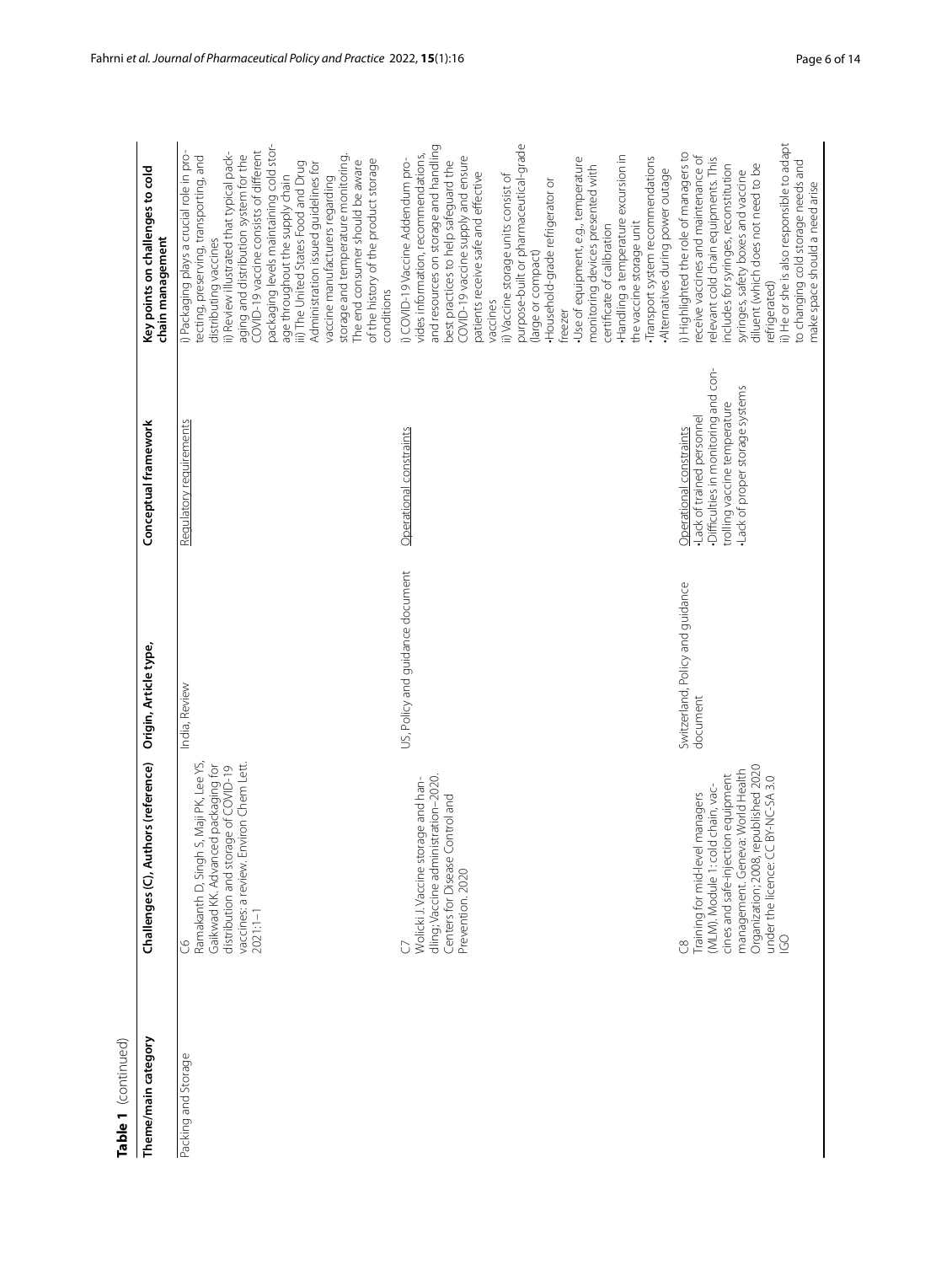**Table 1** (continued)

| Theme/main category | Challenges (C), Authors (reference) | Origin, Article type, | Conceptual framework | Key points on challenges to cold chain management |
|---|---|---|---|---|
| Packing and Storage | C6<br>Ramakanth D, Singh S, Maji PK, Lee YS, Gaikwad KK. Advanced packaging for distribution and storage of COVID-19 vaccines: a review. Environ Chem Lett. 2021:1–1 | India, Review | Regulatory requirements | i) Packaging plays a crucial role in protecting, preserving, transporting, and distributing vaccines<br>ii) Review illustrated that typical packaging and distribution system for the COVID-19 vaccine consists of different packaging levels maintaining cold storage throughout the supply chain<br>iii) The United States Food and Drug Administration issued guidelines for vaccine manufacturers regarding storage and temperature monitoring. The end consumer should be aware of the history of the product storage conditions |
| | C7<br>Wolicki J. Vaccine storage and handling; Vaccine administration–2020. Centers for Disease Control and Prevention. 2020 | US, Policy and guidance document | Operational constraints | i) COVID-19 Vaccine Addendum provides information, recommendations, and resources on storage and handling best practices to help safeguard the COVID-19 vaccine supply and ensure patients receive safe and effective vaccines<br>ii) Vaccine storage units consist of purpose-built or pharmaceutical-grade (large or compact)<br>•Household-grade refrigerator or freezer<br>•Use of equipment, e.g., temperature monitoring devices presented with certificate of calibration<br>•Handling a temperature excursion in the vaccine storage unit<br>•Transport system recommendations<br>•Alternatives during power outage |
| | C8<br>Training for mid-level managers (MLM). Module 1: cold chain, vaccines and safe-injection equipment management. Geneva: World Health Organization; 2008, republished 2020 under the licence: CC BY-NC-SA 3.0 IGO | Switzerland, Policy and guidance document | Operational constraints<br>•Lack of trained personnel<br>•Difficulties in monitoring and controlling vaccine temperature<br>•Lack of proper storage systems | i) Highlighted the role of managers to receive vaccines and maintenance of relevant cold chain equipments. This includes for syringes, reconstitution syringes, safety boxes and vaccine diluent (which does not need to be refrigerated)<br>ii) He or she is also responsible to adapt to changing cold storage needs and make space should a need arise |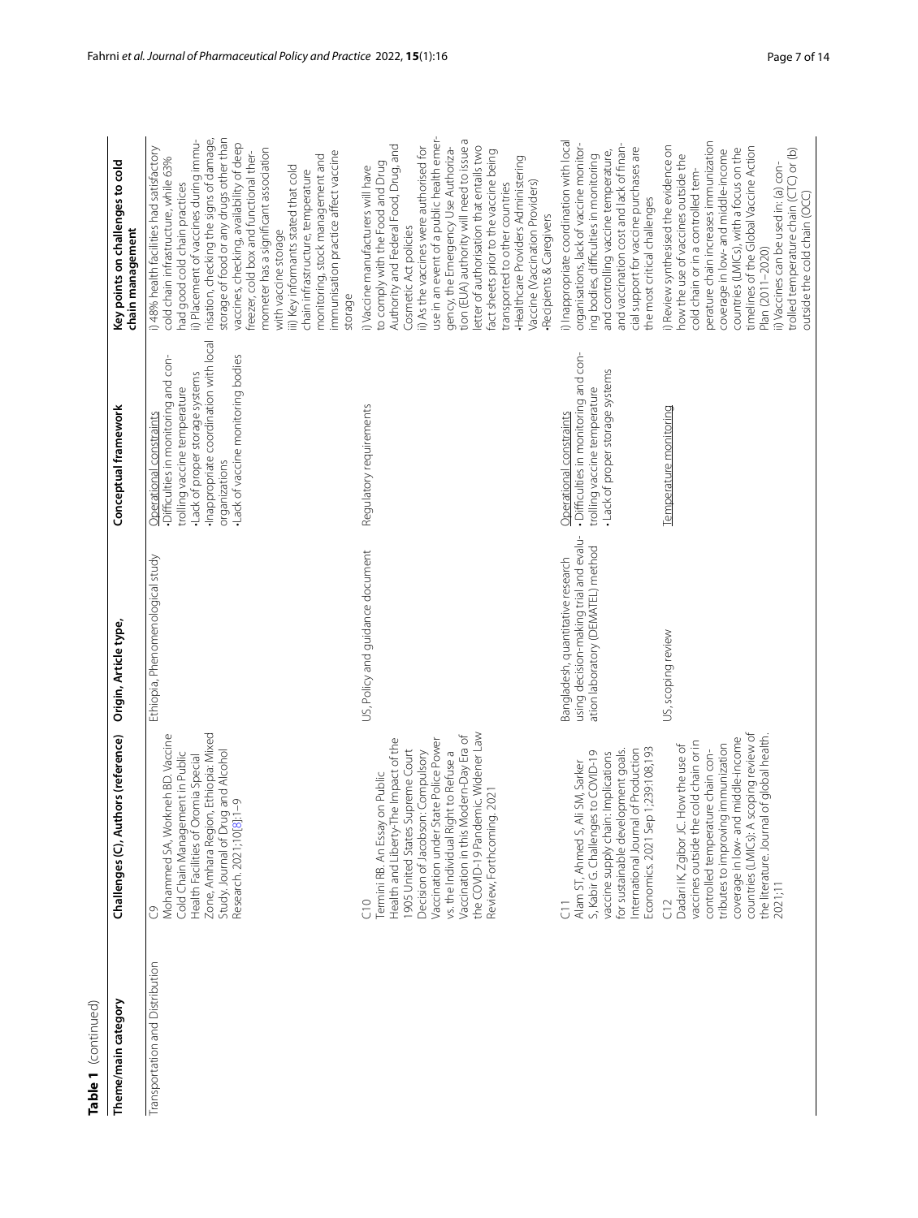**Table 1** (continued)

| Theme/main category | Challenges (C), Authors (reference) | Origin, Article type, | Conceptual framework | Key points on challenges to cold chain management |
|---|---|---|---|---|
| Transportation and Distribution | C9<br>Mohammed SA, Workneh BD. Vaccine Cold Chain Management in Public Health Facilities of Oromia Special Zone, Amhara Region, Ethiopia: Mixed Study. Journal of Drug and Alcohol Research. 2021;10[8]:1–9 | Ethiopia, Phenomenological study | Operational constraints<br>•Difficulties in monitoring and controlling vaccine temperature<br>•Lack of proper storage systems<br>•Inappropriate coordination with local organizations<br>•Lack of vaccine monitoring bodies | i) 48% health facilities had satisfactory cold chain infrastructure, while 63% had good cold chain practices<br>ii) Placement of vaccines during immunisation, checking the signs of damage, storage of food or any drugs other than vaccines, checking, availability of deep freezer, cold box and functional thermometer has a significant association with vaccine storage<br>iii) Key informants stated that cold chain infrastructure, temperature monitoring, stock management and immunisation practice affect vaccine storage |
| | C10<br>Termini RB. An Essay on Public Health and Liberty-The Impact of the 1905 United States Supreme Court Decision of Jacobson: Compulsory Vaccination under State Police Power vs. the Individual Right to Refuse a Vaccination in this Modern-Day Era of the COVID-19 Pandemic. Widener Law Review, Forthcoming. 2021 | US, Policy and guidance document | Regulatory requirements | i) Vaccine manufacturers will have to comply with the Food and Drug Authority and Federal Food, Drug, and Cosmetic Act policies<br>ii) As the vaccines were authorised for use in an event of a public health emergency, the Emergency Use Authorization (EUA) authorisation will need to issue a letter of authorisation that entails two fact sheets prior to the vaccine being transported to other countries<br>•Healthcare Providers Administering Vaccine (Vaccination Providers)<br>•Recipients & Caregivers |
| | C11<br>Alam ST, Ahmed S, Ali SM, Sarker S, Kabir G. Challenges to COVID-19 vaccine supply chain: Implications for sustainable development goals. International Journal of Production Economics. 2021 Sep 1;239:108,193 | Bangladesh, quantitative research using decision-making trial and evaluation laboratory (DEMATEL) method | Operational constraints<br>• Difficulties in monitoring and controlling vaccine temperature<br>• Lack of proper storage systems | i) Inappropriate coordination with local organisations, lack of vaccine monitoring bodies, difficulties in monitoring and controlling vaccine temperature, and vaccination cost and lack of financial support for vaccine purchases are the most critical challenges |
| | C12<br>Dadari IK, Zgibor JC. How the use of vaccines outside the cold chain or in controlled temperature chain contributes to improving immunization coverage in low- and middle-income countries (LMICs): A scoping review of the literature. Journal of global health. 2021;11 | US, scoping review | Temperature monitoring | i) Review synthesised the evidence on how the use of vaccines outside the cold chain or in a controlled temperature chain increases immunization coverage in low- and middle-income countries (LMICs), with a focus on the timelines of the Global Vaccine Action Plan (2011–2020)<br>ii) Vaccines can be used in: (a) controlled temperature chain (CTC) or (b) outside the cold chain (OCC) |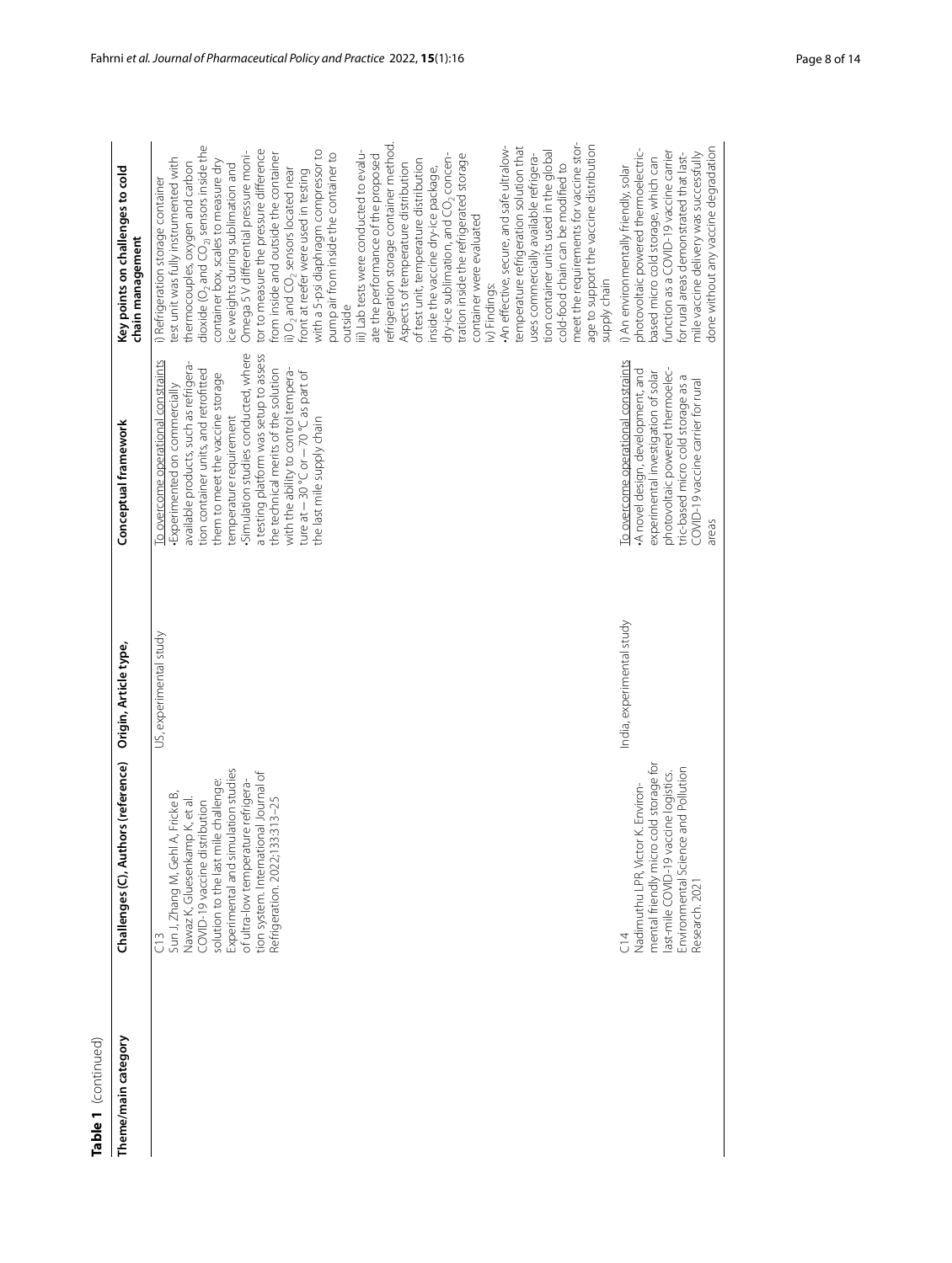**Table 1** (continued)

| Theme/main category | Challenges (C), Authors (reference) | Origin, Article type, | Conceptual framework | Key points on challenges to cold chain management |
|---|---|---|---|---|
| | C13<br>Sun J, Zhang M, Gehl A, Fricke B, Nawaz K, Gluesenkamp K, et al. COVID-19 vaccine distribution solution to the last mile challenge: Experimental and simulation studies of ultra-low temperature refrigeration system. International Journal of Refrigeration. 2022;133:313–25 | US, experimental study | To overcome operational constraints<br>•Experimented on commercially available products, such as refrigeration container units, and retrofitted them to meet the vaccine storage temperature requirement<br>•Simulation studies conducted, where a testing platform was setup to assess the technical merits of the solution with the ability to control temperature at − 30 °C or − 70 °C as part of the last mile supply chain | i) Refrigeration storage container test unit was fully instrumented with thermocouples, oxygen and carbon dioxide ($O_2$ and $CO_2$) sensors inside the container box, scales to measure dry ice weights during sublimation and Omega 5 V differential pressure monitor to measure the pressure difference from inside and outside the container<br>ii) $O_2$ and $CO_2$ sensors located near front at reefer were used in testing with a 5-psi diaphragm compressor to pump air from inside the container to outside<br>iii) Lab tests were conducted to evaluate the performance of the proposed refrigeration storage container method. Aspects of temperature distribution of test unit, temperature distribution inside the vaccine dry-ice package, dry-ice sublimation, and $CO_2$ concentration inside the refrigerated storage container were evaluated<br>iv) Findings:<br>•An effective, secure, and safe ultralow-temperature refrigeration solution that uses commercially available refrigeration container units used in the global cold-food chain can be modified to meet the requirements for vaccine storage to support the vaccine distribution supply chain |
| | C14<br>Nadimuthu LPR, Victor K. Environmental friendly micro cold storage for last-mile COVID-19 vaccine logistics. Environmental Science and Pollution Research. 2021 | India, experimental study | To overcome operational constraints<br>•A novel design, development, and experimental investigation of solar photovoltaic powered thermoelectric-based micro cold storage as a COVID-19 vaccine carrier for rural areas | i) An environmentally friendly, solar photovoltaic powered thermoelectric-based micro cold storage, which can function as a COVID-19 vaccine carrier for rural areas demonstrated that last-mile vaccine delivery was successfully done without any vaccine degradation |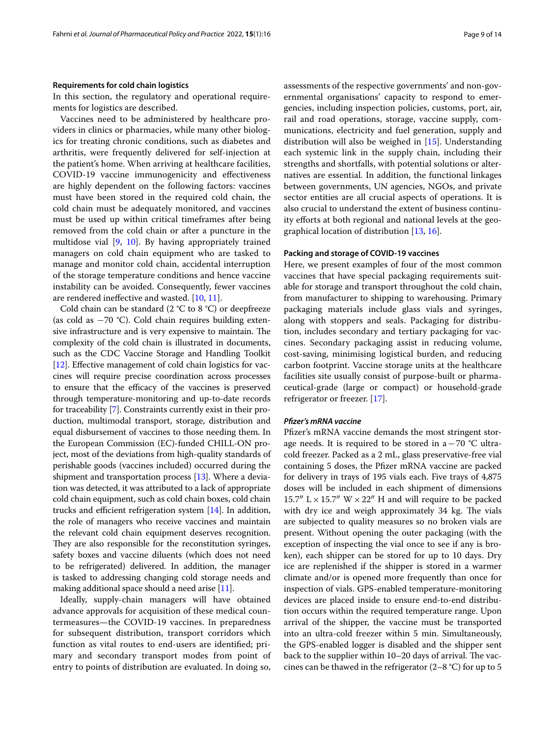### Requirements for cold chain logistics

In this section, the regulatory and operational requirements for logistics are described.

Vaccines need to be administered by healthcare providers in clinics or pharmacies, while many other biologics for treating chronic conditions, such as diabetes and arthritis, were frequently delivered for self-injection at the patient's home. When arriving at healthcare facilities, COVID-19 vaccine immunogenicity and effectiveness are highly dependent on the following factors: vaccines must have been stored in the required cold chain, the cold chain must be adequately monitored, and vaccines must be used up within critical timeframes after being removed from the cold chain or after a puncture in the multidose vial [9, 10]. By having appropriately trained managers on cold chain equipment who are tasked to manage and monitor cold chain, accidental interruption of the storage temperature conditions and hence vaccine instability can be avoided. Consequently, fewer vaccines are rendered ineffective and wasted. [10, 11].

Cold chain can be standard (2 °C to 8 °C) or deepfreeze (as cold as −70 °C). Cold chain requires building extensive infrastructure and is very expensive to maintain. The complexity of the cold chain is illustrated in documents, such as the CDC Vaccine Storage and Handling Toolkit [12]. Effective management of cold chain logistics for vaccines will require precise coordination across processes to ensure that the efficacy of the vaccines is preserved through temperature-monitoring and up-to-date records for traceability [7]. Constraints currently exist in their production, multimodal transport, storage, distribution and equal disbursement of vaccines to those needing them. In the European Commission (EC)-funded CHILL-ON project, most of the deviations from high-quality standards of perishable goods (vaccines included) occurred during the shipment and transportation process [13]. Where a deviation was detected, it was attributed to a lack of appropriate cold chain equipment, such as cold chain boxes, cold chain trucks and efficient refrigeration system [14]. In addition, the role of managers who receive vaccines and maintain the relevant cold chain equipment deserves recognition. They are also responsible for the reconstitution syringes, safety boxes and vaccine diluents (which does not need to be refrigerated) delivered. In addition, the manager is tasked to addressing changing cold storage needs and making additional space should a need arise [11].

Ideally, supply-chain managers will have obtained advance approvals for acquisition of these medical countermeasures—the COVID-19 vaccines. In preparedness for subsequent distribution, transport corridors which function as vital routes to end-users are identified; primary and secondary transport modes from point of entry to points of distribution are evaluated. In doing so, assessments of the respective governments' and non-governmental organisations' capacity to respond to emergencies, including inspection policies, customs, port, air, rail and road operations, storage, vaccine supply, communications, electricity and fuel generation, supply and distribution will also be weighed in [15]. Understanding each systemic link in the supply chain, including their strengths and shortfalls, with potential solutions or alternatives are essential. In addition, the functional linkages between governments, UN agencies, NGOs, and private sector entities are all crucial aspects of operations. It is also crucial to understand the extent of business continuity efforts at both regional and national levels at the geographical location of distribution [13, 16].

### Packing and storage of COVID-19 vaccines

Here, we present examples of four of the most common vaccines that have special packaging requirements suitable for storage and transport throughout the cold chain, from manufacturer to shipping to warehousing. Primary packaging materials include glass vials and syringes, along with stoppers and seals. Packaging for distribution, includes secondary and tertiary packaging for vaccines. Secondary packaging assist in reducing volume, cost-saving, minimising logistical burden, and reducing carbon footprint. Vaccine storage units at the healthcare facilities site usually consist of purpose-built or pharmaceutical-grade (large or compact) or household-grade refrigerator or freezer. [17].

#### *Pfizer's mRNA vaccine*

Pfizer's mRNA vaccine demands the most stringent storage needs. It is required to be stored in a −70 °C ultra-cold freezer. Packed as a 2 mL, glass preservative-free vial containing 5 doses, the Pfizer mRNA vaccine are packed for delivery in trays of 195 vials each. Five trays of 4,875 doses will be included in each shipment of dimensions 15.7″ L × 15.7″ W × 22″ H and will require to be packed with dry ice and weigh approximately 34 kg. The vials are subjected to quality measures so no broken vials are present. Without opening the outer packaging (with the exception of inspecting the vial once to see if any is broken), each shipper can be stored for up to 10 days. Dry ice are replenished if the shipper is stored in a warmer climate and/or is opened more frequently than once for inspection of vials. GPS-enabled temperature-monitoring devices are placed inside to ensure end-to-end distribution occurs within the required temperature range. Upon arrival of the shipper, the vaccine must be transported into an ultra-cold freezer within 5 min. Simultaneously, the GPS-enabled logger is disabled and the shipper sent back to the supplier within 10–20 days of arrival. The vaccines can be thawed in the refrigerator (2–8 °C) for up to 5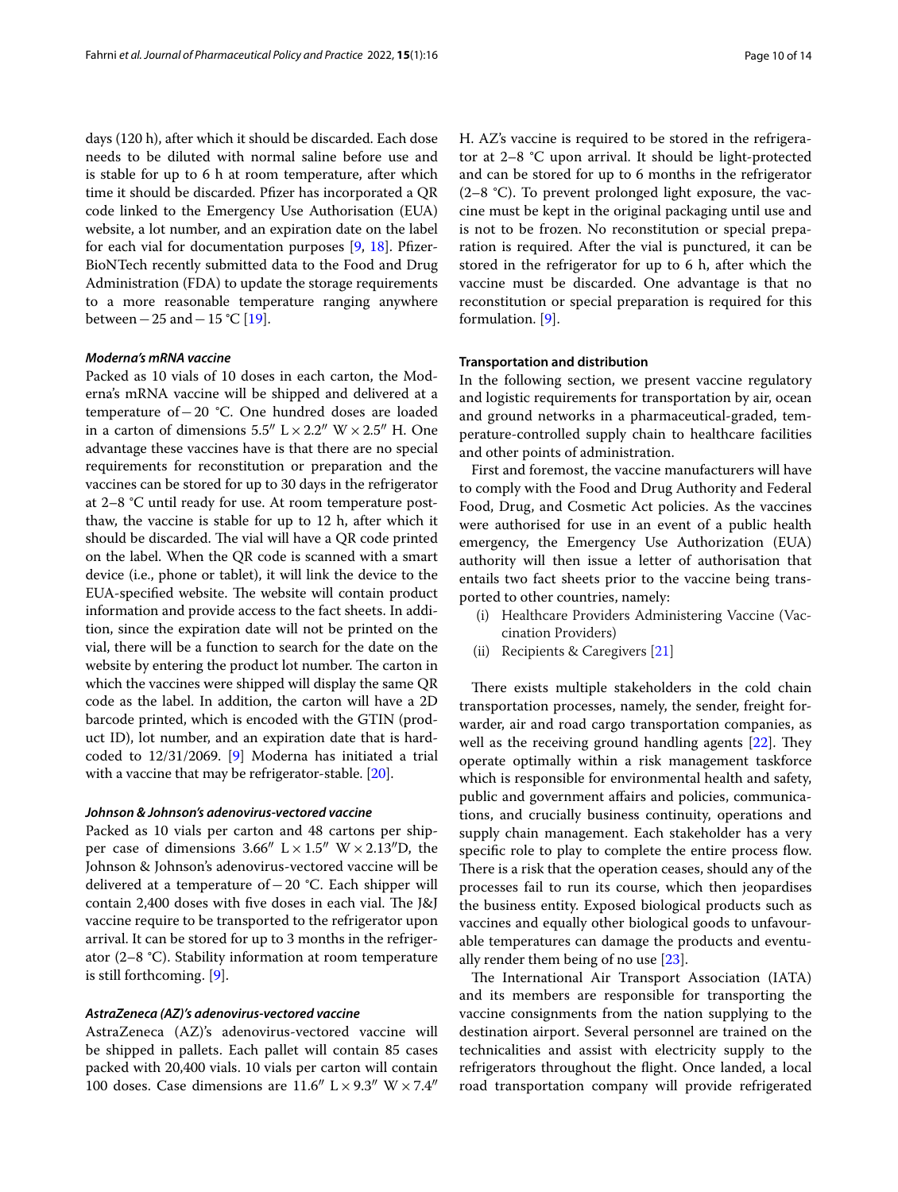days (120 h), after which it should be discarded. Each dose needs to be diluted with normal saline before use and is stable for up to 6 h at room temperature, after which time it should be discarded. Pfizer has incorporated a QR code linked to the Emergency Use Authorisation (EUA) website, a lot number, and an expiration date on the label for each vial for documentation purposes [9, 18]. Pfizer-BioNTech recently submitted data to the Food and Drug Administration (FDA) to update the storage requirements to a more reasonable temperature ranging anywhere between − 25 and − 15 °C [19].

#### *Moderna's mRNA vaccine*

Packed as 10 vials of 10 doses in each carton, the Moderna's mRNA vaccine will be shipped and delivered at a temperature of − 20 °C. One hundred doses are loaded in a carton of dimensions 5.5″ L × 2.2″ W × 2.5″ H. One advantage these vaccines have is that there are no special requirements for reconstitution or preparation and the vaccines can be stored for up to 30 days in the refrigerator at 2–8 °C until ready for use. At room temperature post-thaw, the vaccine is stable for up to 12 h, after which it should be discarded. The vial will have a QR code printed on the label. When the QR code is scanned with a smart device (i.e., phone or tablet), it will link the device to the EUA-specified website. The website will contain product information and provide access to the fact sheets. In addition, since the expiration date will not be printed on the vial, there will be a function to search for the date on the website by entering the product lot number. The carton in which the vaccines were shipped will display the same QR code as the label. In addition, the carton will have a 2D barcode printed, which is encoded with the GTIN (product ID), lot number, and an expiration date that is hard-coded to 12/31/2069. [9] Moderna has initiated a trial with a vaccine that may be refrigerator-stable. [20].

#### *Johnson & Johnson's adenovirus-vectored vaccine*

Packed as 10 vials per carton and 48 cartons per shipper case of dimensions 3.66″ L × 1.5″ W × 2.13″D, the Johnson & Johnson's adenovirus-vectored vaccine will be delivered at a temperature of − 20 °C. Each shipper will contain 2,400 doses with five doses in each vial. The J&J vaccine require to be transported to the refrigerator upon arrival. It can be stored for up to 3 months in the refrigerator (2–8 °C). Stability information at room temperature is still forthcoming. [9].

#### *AstraZeneca (AZ)'s adenovirus-vectored vaccine*

AstraZeneca (AZ)'s adenovirus-vectored vaccine will be shipped in pallets. Each pallet will contain 85 cases packed with 20,400 vials. 10 vials per carton will contain 100 doses. Case dimensions are 11.6″ L × 9.3″ W × 7.4″ H. AZ's vaccine is required to be stored in the refrigerator at 2–8 °C upon arrival. It should be light-protected and can be stored for up to 6 months in the refrigerator (2–8 °C). To prevent prolonged light exposure, the vaccine must be kept in the original packaging until use and is not to be frozen. No reconstitution or special preparation is required. After the vial is punctured, it can be stored in the refrigerator for up to 6 h, after which the vaccine must be discarded. One advantage is that no reconstitution or special preparation is required for this formulation. [9].

### Transportation and distribution

In the following section, we present vaccine regulatory and logistic requirements for transportation by air, ocean and ground networks in a pharmaceutical-graded, temperature-controlled supply chain to healthcare facilities and other points of administration.

First and foremost, the vaccine manufacturers will have to comply with the Food and Drug Authority and Federal Food, Drug, and Cosmetic Act policies. As the vaccines were authorised for use in an event of a public health emergency, the Emergency Use Authorization (EUA) authority will then issue a letter of authorisation that entails two fact sheets prior to the vaccine being transported to other countries, namely:

(i) Healthcare Providers Administering Vaccine (Vaccination Providers)
(ii) Recipients & Caregivers [21]

There exists multiple stakeholders in the cold chain transportation processes, namely, the sender, freight forwarder, air and road cargo transportation companies, as well as the receiving ground handling agents [22]. They operate optimally within a risk management taskforce which is responsible for environmental health and safety, public and government affairs and policies, communications, and crucially business continuity, operations and supply chain management. Each stakeholder has a very specific role to play to complete the entire process flow. There is a risk that the operation ceases, should any of the processes fail to run its course, which then jeopardises the business entity. Exposed biological products such as vaccines and equally other biological goods to unfavourable temperatures can damage the products and eventually render them being of no use [23].

The International Air Transport Association (IATA) and its members are responsible for transporting the vaccine consignments from the nation supplying to the destination airport. Several personnel are trained on the technicalities and assist with electricity supply to the refrigerators throughout the flight. Once landed, a local road transportation company will provide refrigerated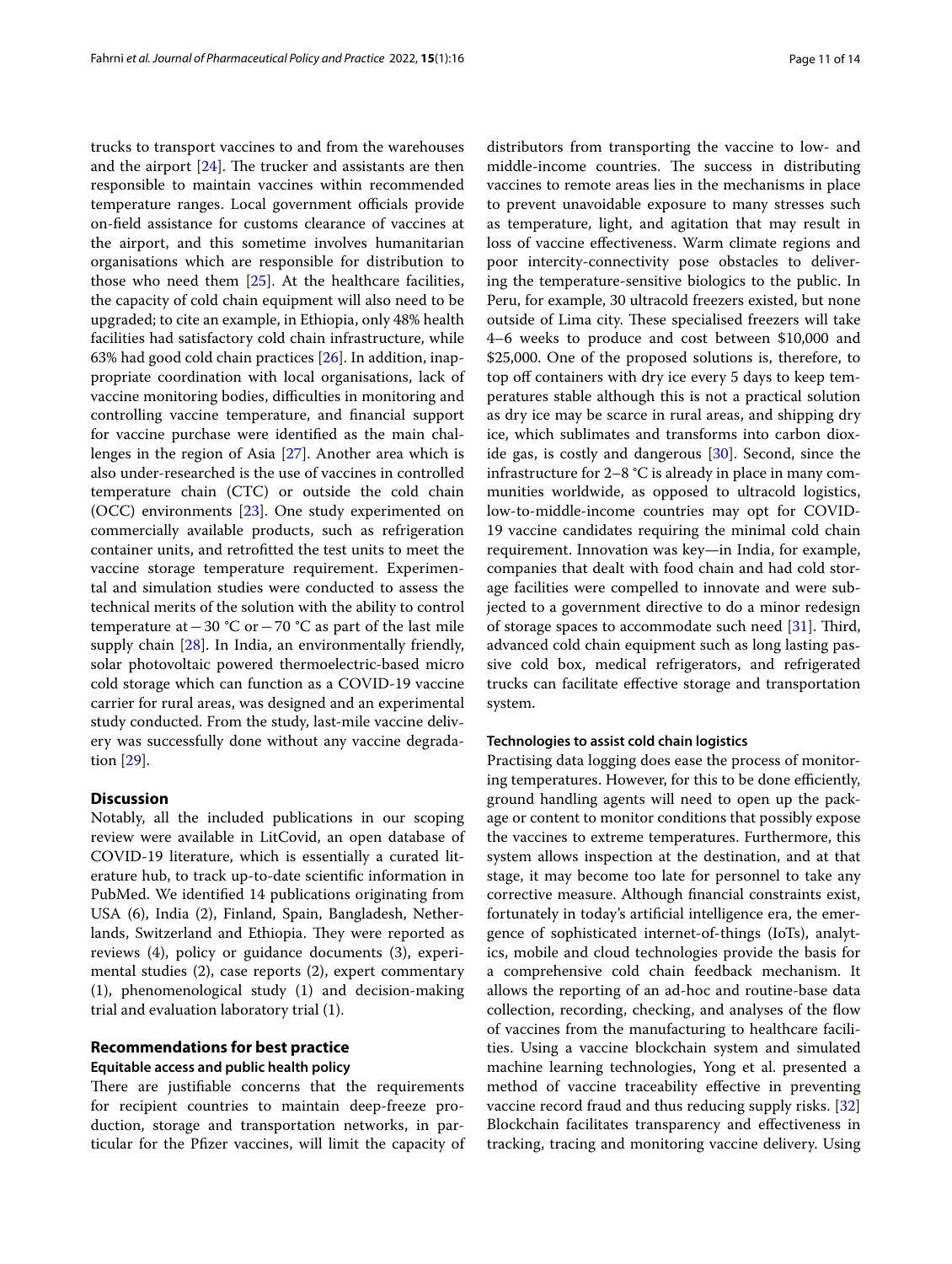trucks to transport vaccines to and from the warehouses and the airport [24]. The trucker and assistants are then responsible to maintain vaccines within recommended temperature ranges. Local government officials provide on-field assistance for customs clearance of vaccines at the airport, and this sometime involves humanitarian organisations which are responsible for distribution to those who need them [25]. At the healthcare facilities, the capacity of cold chain equipment will also need to be upgraded; to cite an example, in Ethiopia, only 48% health facilities had satisfactory cold chain infrastructure, while 63% had good cold chain practices [26]. In addition, inappropriate coordination with local organisations, lack of vaccine monitoring bodies, difficulties in monitoring and controlling vaccine temperature, and financial support for vaccine purchase were identified as the main challenges in the region of Asia [27]. Another area which is also under-researched is the use of vaccines in controlled temperature chain (CTC) or outside the cold chain (OCC) environments [23]. One study experimented on commercially available products, such as refrigeration container units, and retrofitted the test units to meet the vaccine storage temperature requirement. Experimental and simulation studies were conducted to assess the technical merits of the solution with the ability to control temperature at −30 °C or −70 °C as part of the last mile supply chain [28]. In India, an environmentally friendly, solar photovoltaic powered thermoelectric-based micro cold storage which can function as a COVID-19 vaccine carrier for rural areas, was designed and an experimental study conducted. From the study, last-mile vaccine delivery was successfully done without any vaccine degradation [29].

## Discussion

Notably, all the included publications in our scoping review were available in LitCovid, an open database of COVID-19 literature, which is essentially a curated literature hub, to track up-to-date scientific information in PubMed. We identified 14 publications originating from USA (6), India (2), Finland, Spain, Bangladesh, Netherlands, Switzerland and Ethiopia. They were reported as reviews (4), policy or guidance documents (3), experimental studies (2), case reports (2), expert commentary (1), phenomenological study (1) and decision-making trial and evaluation laboratory trial (1).

## Recommendations for best practice

### Equitable access and public health policy

There are justifiable concerns that the requirements for recipient countries to maintain deep-freeze production, storage and transportation networks, in particular for the Pfizer vaccines, will limit the capacity of distributors from transporting the vaccine to low- and middle-income countries. The success in distributing vaccines to remote areas lies in the mechanisms in place to prevent unavoidable exposure to many stresses such as temperature, light, and agitation that may result in loss of vaccine effectiveness. Warm climate regions and poor intercity-connectivity pose obstacles to delivering the temperature-sensitive biologics to the public. In Peru, for example, 30 ultracold freezers existed, but none outside of Lima city. These specialised freezers will take 4–6 weeks to produce and cost between $10,000 and $25,000. One of the proposed solutions is, therefore, to top off containers with dry ice every 5 days to keep temperatures stable although this is not a practical solution as dry ice may be scarce in rural areas, and shipping dry ice, which sublimates and transforms into carbon dioxide gas, is costly and dangerous [30]. Second, since the infrastructure for 2–8 °C is already in place in many communities worldwide, as opposed to ultracold logistics, low-to-middle-income countries may opt for COVID-19 vaccine candidates requiring the minimal cold chain requirement. Innovation was key—in India, for example, companies that dealt with food chain and had cold storage facilities were compelled to innovate and were subjected to a government directive to do a minor redesign of storage spaces to accommodate such need [31]. Third, advanced cold chain equipment such as long lasting passive cold box, medical refrigerators, and refrigerated trucks can facilitate effective storage and transportation system.

### Technologies to assist cold chain logistics

Practising data logging does ease the process of monitoring temperatures. However, for this to be done efficiently, ground handling agents will need to open up the package or content to monitor conditions that possibly expose the vaccines to extreme temperatures. Furthermore, this system allows inspection at the destination, and at that stage, it may become too late for personnel to take any corrective measure. Although financial constraints exist, fortunately in today's artificial intelligence era, the emergence of sophisticated internet-of-things (IoTs), analytics, mobile and cloud technologies provide the basis for a comprehensive cold chain feedback mechanism. It allows the reporting of an ad-hoc and routine-base data collection, recording, checking, and analyses of the flow of vaccines from the manufacturing to healthcare facilities. Using a vaccine blockchain system and simulated machine learning technologies, Yong et al. presented a method of vaccine traceability effective in preventing vaccine record fraud and thus reducing supply risks. [32] Blockchain facilitates transparency and effectiveness in tracking, tracing and monitoring vaccine delivery. Using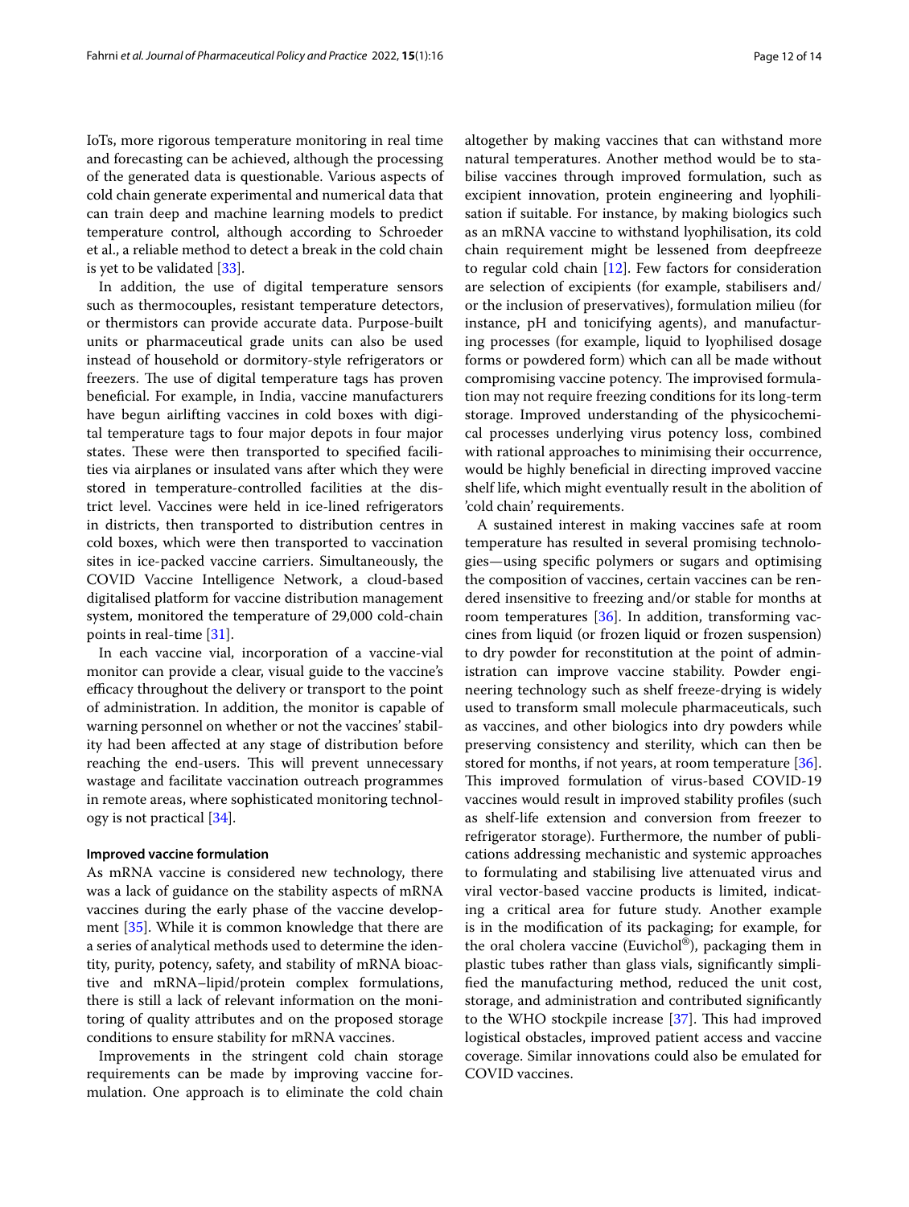IoTs, more rigorous temperature monitoring in real time and forecasting can be achieved, although the processing of the generated data is questionable. Various aspects of cold chain generate experimental and numerical data that can train deep and machine learning models to predict temperature control, although according to Schroeder et al., a reliable method to detect a break in the cold chain is yet to be validated [33].

In addition, the use of digital temperature sensors such as thermocouples, resistant temperature detectors, or thermistors can provide accurate data. Purpose-built units or pharmaceutical grade units can also be used instead of household or dormitory-style refrigerators or freezers. The use of digital temperature tags has proven beneficial. For example, in India, vaccine manufacturers have begun airlifting vaccines in cold boxes with digital temperature tags to four major depots in four major states. These were then transported to specified facilities via airplanes or insulated vans after which they were stored in temperature-controlled facilities at the district level. Vaccines were held in ice-lined refrigerators in districts, then transported to distribution centres in cold boxes, which were then transported to vaccination sites in ice-packed vaccine carriers. Simultaneously, the COVID Vaccine Intelligence Network, a cloud-based digitalised platform for vaccine distribution management system, monitored the temperature of 29,000 cold-chain points in real-time [31].

In each vaccine vial, incorporation of a vaccine-vial monitor can provide a clear, visual guide to the vaccine's efficacy throughout the delivery or transport to the point of administration. In addition, the monitor is capable of warning personnel on whether or not the vaccines' stability had been affected at any stage of distribution before reaching the end-users. This will prevent unnecessary wastage and facilitate vaccination outreach programmes in remote areas, where sophisticated monitoring technology is not practical [34].

#### Improved vaccine formulation

As mRNA vaccine is considered new technology, there was a lack of guidance on the stability aspects of mRNA vaccines during the early phase of the vaccine development [35]. While it is common knowledge that there are a series of analytical methods used to determine the identity, purity, potency, safety, and stability of mRNA bioactive and mRNA–lipid/protein complex formulations, there is still a lack of relevant information on the monitoring of quality attributes and on the proposed storage conditions to ensure stability for mRNA vaccines.

Improvements in the stringent cold chain storage requirements can be made by improving vaccine formulation. One approach is to eliminate the cold chain altogether by making vaccines that can withstand more natural temperatures. Another method would be to stabilise vaccines through improved formulation, such as excipient innovation, protein engineering and lyophilisation if suitable. For instance, by making biologics such as an mRNA vaccine to withstand lyophilisation, its cold chain requirement might be lessened from deepfreeze to regular cold chain [12]. Few factors for consideration are selection of excipients (for example, stabilisers and/or the inclusion of preservatives), formulation milieu (for instance, pH and tonicifying agents), and manufacturing processes (for example, liquid to lyophilised dosage forms or powdered form) which can all be made without compromising vaccine potency. The improvised formulation may not require freezing conditions for its long-term storage. Improved understanding of the physicochemical processes underlying virus potency loss, combined with rational approaches to minimising their occurrence, would be highly beneficial in directing improved vaccine shelf life, which might eventually result in the abolition of 'cold chain' requirements.

A sustained interest in making vaccines safe at room temperature has resulted in several promising technologies—using specific polymers or sugars and optimising the composition of vaccines, certain vaccines can be rendered insensitive to freezing and/or stable for months at room temperatures [36]. In addition, transforming vaccines from liquid (or frozen liquid or frozen suspension) to dry powder for reconstitution at the point of administration can improve vaccine stability. Powder engineering technology such as shelf freeze-drying is widely used to transform small molecule pharmaceuticals, such as vaccines, and other biologics into dry powders while preserving consistency and sterility, which can then be stored for months, if not years, at room temperature [36]. This improved formulation of virus-based COVID-19 vaccines would result in improved stability profiles (such as shelf-life extension and conversion from freezer to refrigerator storage). Furthermore, the number of publications addressing mechanistic and systemic approaches to formulating and stabilising live attenuated virus and viral vector-based vaccine products is limited, indicating a critical area for future study. Another example is in the modification of its packaging; for example, for the oral cholera vaccine (Euvichol®), packaging them in plastic tubes rather than glass vials, significantly simplified the manufacturing method, reduced the unit cost, storage, and administration and contributed significantly to the WHO stockpile increase [37]. This had improved logistical obstacles, improved patient access and vaccine coverage. Similar innovations could also be emulated for COVID vaccines.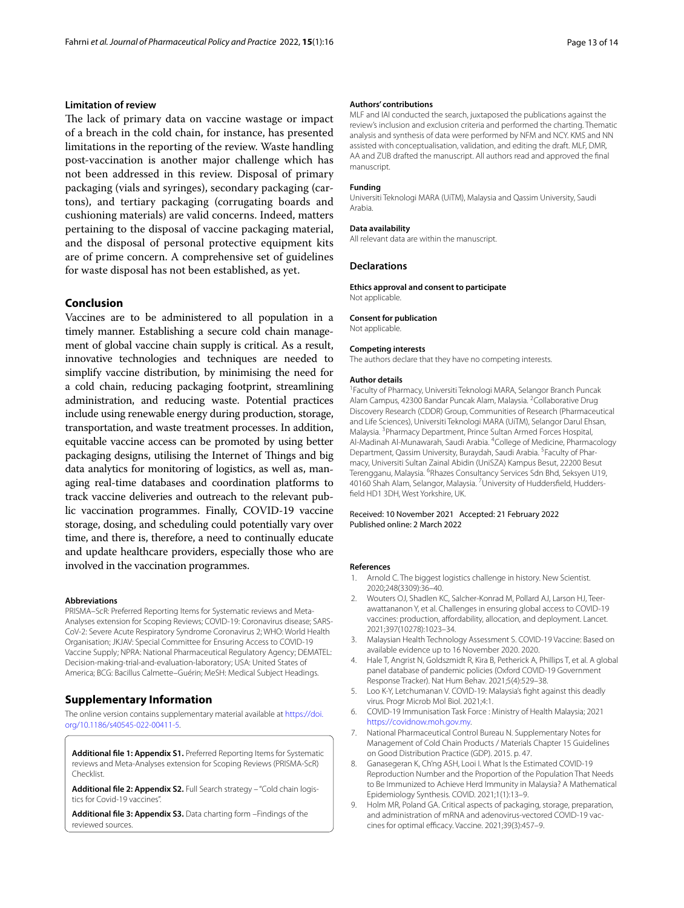## Limitation of review

The lack of primary data on vaccine wastage or impact of a breach in the cold chain, for instance, has presented limitations in the reporting of the review. Waste handling post-vaccination is another major challenge which has not been addressed in this review. Disposal of primary packaging (vials and syringes), secondary packaging (cartons), and tertiary packaging (corrugating boards and cushioning materials) are valid concerns. Indeed, matters pertaining to the disposal of vaccine packaging material, and the disposal of personal protective equipment kits are of prime concern. A comprehensive set of guidelines for waste disposal has not been established, as yet.

## Conclusion

Vaccines are to be administered to all population in a timely manner. Establishing a secure cold chain management of global vaccine chain supply is critical. As a result, innovative technologies and techniques are needed to simplify vaccine distribution, by minimising the need for a cold chain, reducing packaging footprint, streamlining administration, and reducing waste. Potential practices include using renewable energy during production, storage, transportation, and waste treatment processes. In addition, equitable vaccine access can be promoted by using better packaging designs, utilising the Internet of Things and big data analytics for monitoring of logistics, as well as, managing real-time databases and coordination platforms to track vaccine deliveries and outreach to the relevant public vaccination programmes. Finally, COVID-19 vaccine storage, dosing, and scheduling could potentially vary over time, and there is, therefore, a need to continually educate and update healthcare providers, especially those who are involved in the vaccination programmes.

#### Abbreviations

PRISMA–ScR: Preferred Reporting Items for Systematic reviews and Meta-Analyses extension for Scoping Reviews; COVID-19: Coronavirus disease; SARS-CoV-2: Severe Acute Respiratory Syndrome Coronavirus 2; WHO: World Health Organisation; JKJAV: Special Committee for Ensuring Access to COVID-19 Vaccine Supply; NPRA: National Pharmaceutical Regulatory Agency; DEMATEL: Decision-making-trial-and-evaluation-laboratory; USA: United States of America; BCG: Bacillus Calmette–Guérin; MeSH: Medical Subject Headings.

## Supplementary Information

The online version contains supplementary material available at https://doi.org/10.1186/s40545-022-00411-5.

**Additional file 1: Appendix S1.** Preferred Reporting Items for Systematic reviews and Meta-Analyses extension for Scoping Reviews (PRISMA-ScR) Checklist.

**Additional file 2: Appendix S2.** Full Search strategy – "Cold chain logistics for Covid-19 vaccines".

**Additional file 3: Appendix S3.** Data charting form –Findings of the reviewed sources.

#### Authors' contributions

MLF and IAI conducted the search, juxtaposed the publications against the review's inclusion and exclusion criteria and performed the charting. Thematic analysis and synthesis of data were performed by NFM and NCY. KMS and NN assisted with conceptualisation, validation, and editing the draft. MLF, DMR, AA and ZUB drafted the manuscript. All authors read and approved the final manuscript.

#### Funding

Universiti Teknologi MARA (UiTM), Malaysia and Qassim University, Saudi Arabia.

#### Data availability

All relevant data are within the manuscript.

## Declarations

#### Ethics approval and consent to participate

Not applicable.

#### Consent for publication

Not applicable.

#### Competing interests

The authors declare that they have no competing interests.

#### Author details

[1]Faculty of Pharmacy, Universiti Teknologi MARA, Selangor Branch Puncak Alam Campus, 42300 Bandar Puncak Alam, Malaysia. [2]Collaborative Drug Discovery Research (CDDR) Group, Communities of Research (Pharmaceutical and Life Sciences), Universiti Teknologi MARA (UiTM), Selangor Darul Ehsan, Malaysia. [3]Pharmacy Department, Prince Sultan Armed Forces Hospital, Al-Madinah Al-Munawarah, Saudi Arabia. [4]College of Medicine, Pharmacology Department, Qassim University, Buraydah, Saudi Arabia. [5]Faculty of Pharmacy, Universiti Sultan Zainal Abidin (UniSZA) Kampus Besut, 22200 Besut Terengganu, Malaysia. [6]Rhazes Consultancy Services Sdn Bhd, Seksyen U19, 40160 Shah Alam, Selangor, Malaysia. [7]University of Huddersfield, Huddersfield HD1 3DH, West Yorkshire, UK.

Received: 10 November 2021 Accepted: 21 February 2022
Published online: 2 March 2022

#### References

1. Arnold C. The biggest logistics challenge in history. New Scientist. 2020;248(3309):36–40.
2. Wouters OJ, Shadlen KC, Salcher-Konrad M, Pollard AJ, Larson HJ, Teerawattananon Y, et al. Challenges in ensuring global access to COVID-19 vaccines: production, affordability, allocation, and deployment. Lancet. 2021;397(10278):1023–34.
3. Malaysian Health Technology Assessment S. COVID-19 Vaccine: Based on available evidence up to 16 November 2020. 2020.
4. Hale T, Angrist N, Goldszmidt R, Kira B, Petherick A, Phillips T, et al. A global panel database of pandemic policies (Oxford COVID-19 Government Response Tracker). Nat Hum Behav. 2021;5(4):529–38.
5. Loo K-Y, Letchumanan V. COVID-19: Malaysia's fight against this deadly virus. Progr Microb Mol Biol. 2021;4:1.
6. COVID-19 Immunisation Task Force : Ministry of Health Malaysia; 2021 https://covidnow.moh.gov.my.
7. National Pharmaceutical Control Bureau N. Supplementary Notes for Management of Cold Chain Products / Materials Chapter 15 Guidelines on Good Distribution Practice (GDP). 2015. p. 47.
8. Ganasegeran K, Ch'ng ASH, Looi I. What Is the Estimated COVID-19 Reproduction Number and the Proportion of the Population That Needs to Be Immunized to Achieve Herd Immunity in Malaysia? A Mathematical Epidemiology Synthesis. COVID. 2021;1(1):13–9.
9. Holm MR, Poland GA. Critical aspects of packaging, storage, preparation, and administration of mRNA and adenovirus-vectored COVID-19 vaccines for optimal efficacy. Vaccine. 2021;39(3):457–9.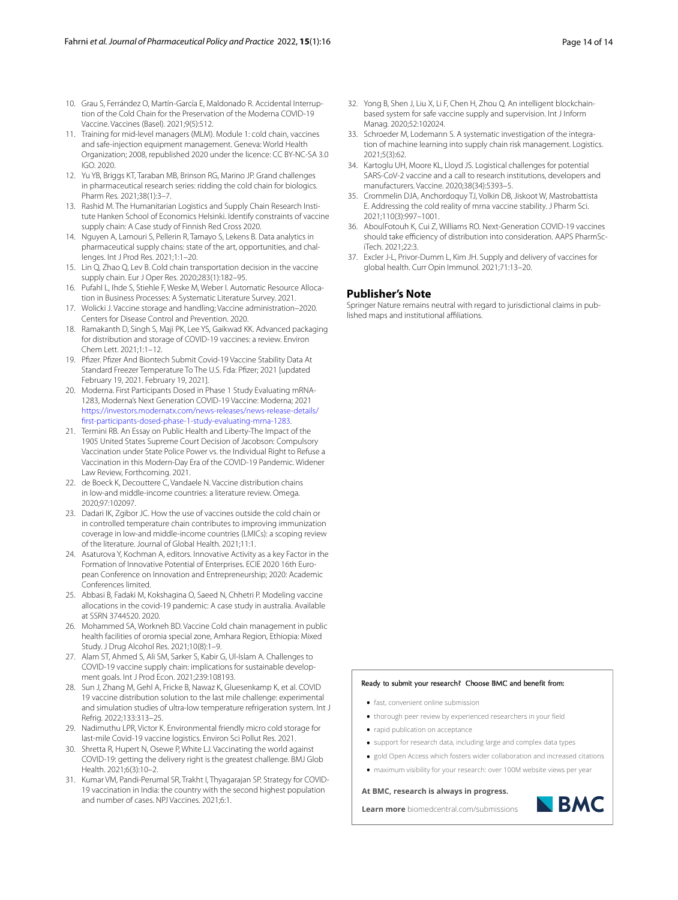10. Grau S, Ferrández O, Martín-García E, Maldonado R. Accidental Interruption of the Cold Chain for the Preservation of the Moderna COVID-19 Vaccine. Vaccines (Basel). 2021;9(5):512.
11. Training for mid-level managers (MLM). Module 1: cold chain, vaccines and safe-injection equipment management. Geneva: World Health Organization; 2008, republished 2020 under the licence: CC BY-NC-SA 3.0 IGO. 2020.
12. Yu YB, Briggs KT, Taraban MB, Brinson RG, Marino JP. Grand challenges in pharmaceutical research series: ridding the cold chain for biologics. Pharm Res. 2021;38(1):3–7.
13. Rashid M. The Humanitarian Logistics and Supply Chain Research Institute Hanken School of Economics Helsinki. Identify constraints of vaccine supply chain: A Case study of Finnish Red Cross 2020.
14. Nguyen A, Lamouri S, Pellerin R, Tamayo S, Lekens B. Data analytics in pharmaceutical supply chains: state of the art, opportunities, and challenges. Int J Prod Res. 2021;1:1–20.
15. Lin Q, Zhao Q, Lev B. Cold chain transportation decision in the vaccine supply chain. Eur J Oper Res. 2020;283(1):182–95.
16. Pufahl L, Ihde S, Stiehle F, Weske M, Weber I. Automatic Resource Allocation in Business Processes: A Systematic Literature Survey. 2021.
17. Wolicki J. Vaccine storage and handling; Vaccine administration–2020. Centers for Disease Control and Prevention. 2020.
18. Ramakanth D, Singh S, Maji PK, Lee YS, Gaikwad KK. Advanced packaging for distribution and storage of COVID-19 vaccines: a review. Environ Chem Lett. 2021;1:1–12.
19. Pfizer. Pfizer And Biontech Submit Covid-19 Vaccine Stability Data At Standard Freezer Temperature To The U.S. Fda: Pfizer; 2021 [updated February 19, 2021. February 19, 2021].
20. Moderna. First Participants Dosed in Phase 1 Study Evaluating mRNA-1283, Moderna's Next Generation COVID-19 Vaccine: Moderna; 2021 https://investors.modernatx.com/news-releases/news-release-details/first-participants-dosed-phase-1-study-evaluating-mrna-1283.
21. Termini RB. An Essay on Public Health and Liberty-The Impact of the 1905 United States Supreme Court Decision of Jacobson: Compulsory Vaccination under State Police Power vs. the Individual Right to Refuse a Vaccination in this Modern-Day Era of the COVID-19 Pandemic. Widener Law Review, Forthcoming. 2021.
22. de Boeck K, Decouttere C, Vandaele N. Vaccine distribution chains in low-and middle-income countries: a literature review. Omega. 2020;97:102097.
23. Dadari IK, Zgibor JC. How the use of vaccines outside the cold chain or in controlled temperature chain contributes to improving immunization coverage in low-and middle-income countries (LMICs): a scoping review of the literature. Journal of Global Health. 2021;11:1.
24. Asaturova Y, Kochman A, editors. Innovative Activity as a key Factor in the Formation of Innovative Potential of Enterprises. ECIE 2020 16th European Conference on Innovation and Entrepreneurship; 2020: Academic Conferences limited.
25. Abbasi B, Fadaki M, Kokshagina O, Saeed N, Chhetri P. Modeling vaccine allocations in the covid-19 pandemic: A case study in australia. Available at SSRN 3744520. 2020.
26. Mohammed SA, Workneh BD. Vaccine Cold chain management in public health facilities of oromia special zone, Amhara Region, Ethiopia: Mixed Study. J Drug Alcohol Res. 2021;10(8):1–9.
27. Alam ST, Ahmed S, Ali SM, Sarker S, Kabir G, Ul-Islam A. Challenges to COVID-19 vaccine supply chain: implications for sustainable development goals. Int J Prod Econ. 2021;239:108193.
28. Sun J, Zhang M, Gehl A, Fricke B, Nawaz K, Gluesenkamp K, et al. COVID 19 vaccine distribution solution to the last mile challenge: experimental and simulation studies of ultra-low temperature refrigeration system. Int J Refrig. 2022;133:313–25.
29. Nadimuthu LPR, Victor K. Environmental friendly micro cold storage for last-mile Covid-19 vaccine logistics. Environ Sci Pollut Res. 2021.
30. Shretta R, Hupert N, Osewe P, White LJ. Vaccinating the world against COVID-19: getting the delivery right is the greatest challenge. BMJ Glob Health. 2021;6(3):10–2.
31. Kumar VM, Pandi-Perumal SR, Trakht I, Thyagarajan SP. Strategy for COVID-19 vaccination in India: the country with the second highest population and number of cases. NPJ Vaccines. 2021;6:1.
32. Yong B, Shen J, Liu X, Li F, Chen H, Zhou Q. An intelligent blockchain-based system for safe vaccine supply and supervision. Int J Inform Manag. 2020;52:102024.
33. Schroeder M, Lodemann S. A systematic investigation of the integration of machine learning into supply chain risk management. Logistics. 2021;5(3):62.
34. Kartoglu UH, Moore KL, Lloyd JS. Logistical challenges for potential SARS-CoV-2 vaccine and a call to research institutions, developers and manufacturers. Vaccine. 2020;38(34):5393–5.
35. Crommelin DJA, Anchordoquy TJ, Volkin DB, Jiskoot W, Mastrobattista E. Addressing the cold reality of mrna vaccine stability. J Pharm Sci. 2021;110(3):997–1001.
36. AboulFotouh K, Cui Z, Williams RO. Next-Generation COVID-19 vaccines should take efficiency of distribution into consideration. AAPS PharmSciTech. 2021;22:3.
37. Excler J-L, Privor-Dumm L, Kim JH. Supply and delivery of vaccines for global health. Curr Opin Immunol. 2021;71:13–20.

## Publisher's Note

Springer Nature remains neutral with regard to jurisdictional claims in published maps and institutional affiliations.

Ready to submit your research? Choose BMC and benefit from:

- fast, convenient online submission
- thorough peer review by experienced researchers in your field
- rapid publication on acceptance
- support for research data, including large and complex data types
- gold Open Access which fosters wider collaboration and increased citations
- maximum visibility for your research: over 100M website views per year

**At BMC, research is always in progress.**

**Learn more** biomedcentral.com/submissions

BMC